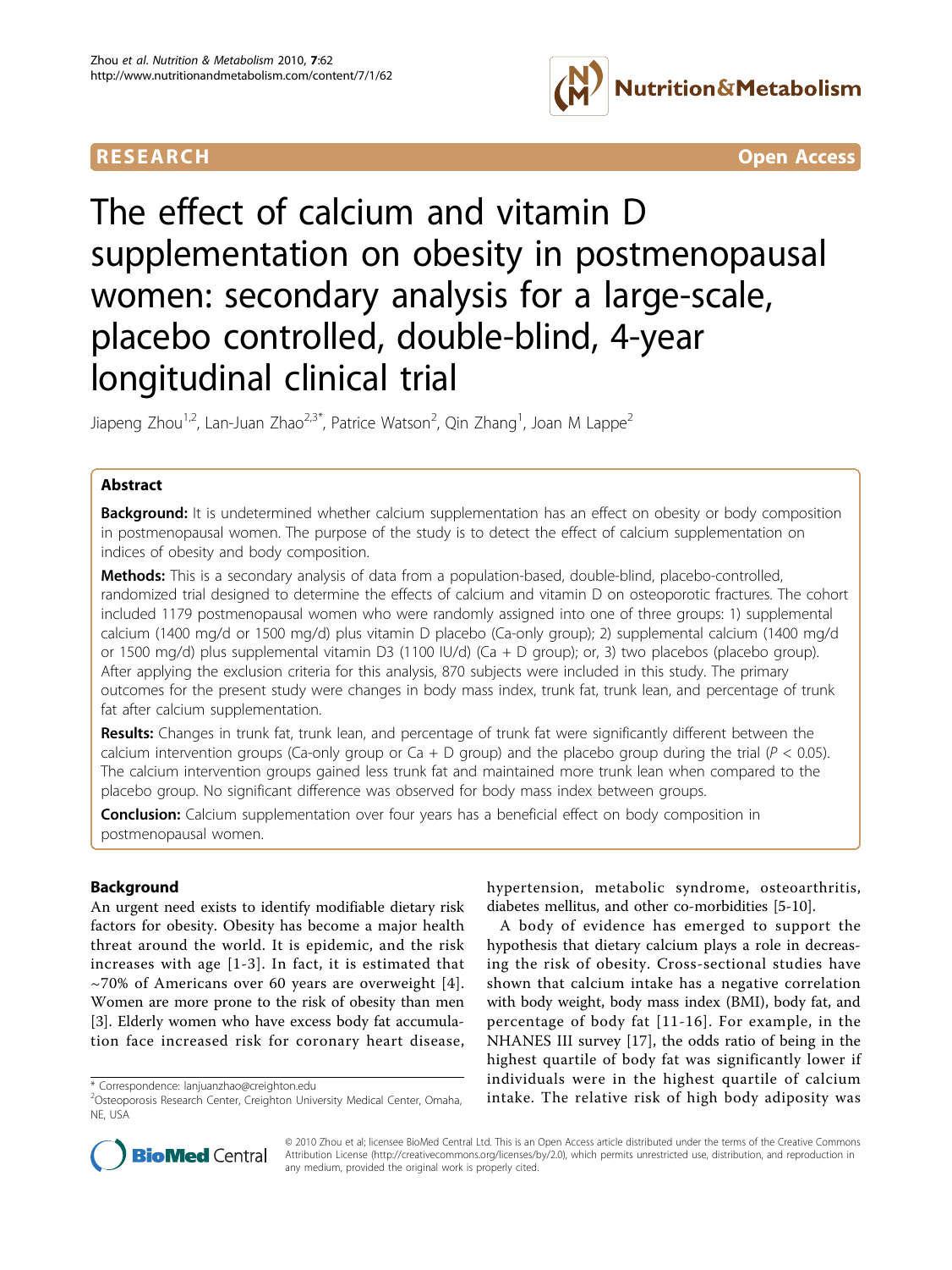RESEARCH Open Access

# The effect of calcium and vitamin D supplementation on obesity in postmenopausal women: secondary analysis for a large-scale, placebo controlled, double-blind, 4-year longitudinal clinical trial

Jiapeng Zhou[1,2], Lan-Juan Zhao[2,3*], Patrice Watson[2], Qin Zhang[1], Joan M Lappe[2]

## Abstract

**Background:** It is undetermined whether calcium supplementation has an effect on obesity or body composition in postmenopausal women. The purpose of the study is to detect the effect of calcium supplementation on indices of obesity and body composition.

**Methods:** This is a secondary analysis of data from a population-based, double-blind, placebo-controlled, randomized trial designed to determine the effects of calcium and vitamin D on osteoporotic fractures. The cohort included 1179 postmenopausal women who were randomly assigned into one of three groups: 1) supplemental calcium (1400 mg/d or 1500 mg/d) plus vitamin D placebo (Ca-only group); 2) supplemental calcium (1400 mg/d or 1500 mg/d) plus supplemental vitamin D3 (1100 IU/d) (Ca + D group); or, 3) two placebos (placebo group). After applying the exclusion criteria for this analysis, 870 subjects were included in this study. The primary outcomes for the present study were changes in body mass index, trunk fat, trunk lean, and percentage of trunk fat after calcium supplementation.

**Results:** Changes in trunk fat, trunk lean, and percentage of trunk fat were significantly different between the calcium intervention groups (Ca-only group or Ca + D group) and the placebo group during the trial ($P < 0.05$). The calcium intervention groups gained less trunk fat and maintained more trunk lean when compared to the placebo group. No significant difference was observed for body mass index between groups.

**Conclusion:** Calcium supplementation over four years has a beneficial effect on body composition in postmenopausal women.

## Background

An urgent need exists to identify modifiable dietary risk factors for obesity. Obesity has become a major health threat around the world. It is epidemic, and the risk increases with age [1-3]. In fact, it is estimated that ~70% of Americans over 60 years are overweight [4]. Women are more prone to the risk of obesity than men [3]. Elderly women who have excess body fat accumulation face increased risk for coronary heart disease, hypertension, metabolic syndrome, osteoarthritis, diabetes mellitus, and other co-morbidities [5-10].

A body of evidence has emerged to support the hypothesis that dietary calcium plays a role in decreasing the risk of obesity. Cross-sectional studies have shown that calcium intake has a negative correlation with body weight, body mass index (BMI), body fat, and percentage of body fat [11-16]. For example, in the NHANES III survey [17], the odds ratio of being in the highest quartile of body fat was significantly lower if individuals were in the highest quartile of calcium intake. The relative risk of high body adiposity was

\* Correspondence: lanjuanzhao@creighton.edu
[2]Osteoporosis Research Center, Creighton University Medical Center, Omaha, NE, USA

© 2010 Zhou et al; licensee BioMed Central Ltd. This is an Open Access article distributed under the terms of the Creative Commons Attribution License (http://creativecommons.org/licenses/by/2.0), which permits unrestricted use, distribution, and reproduction in any medium, provided the original work is properly cited.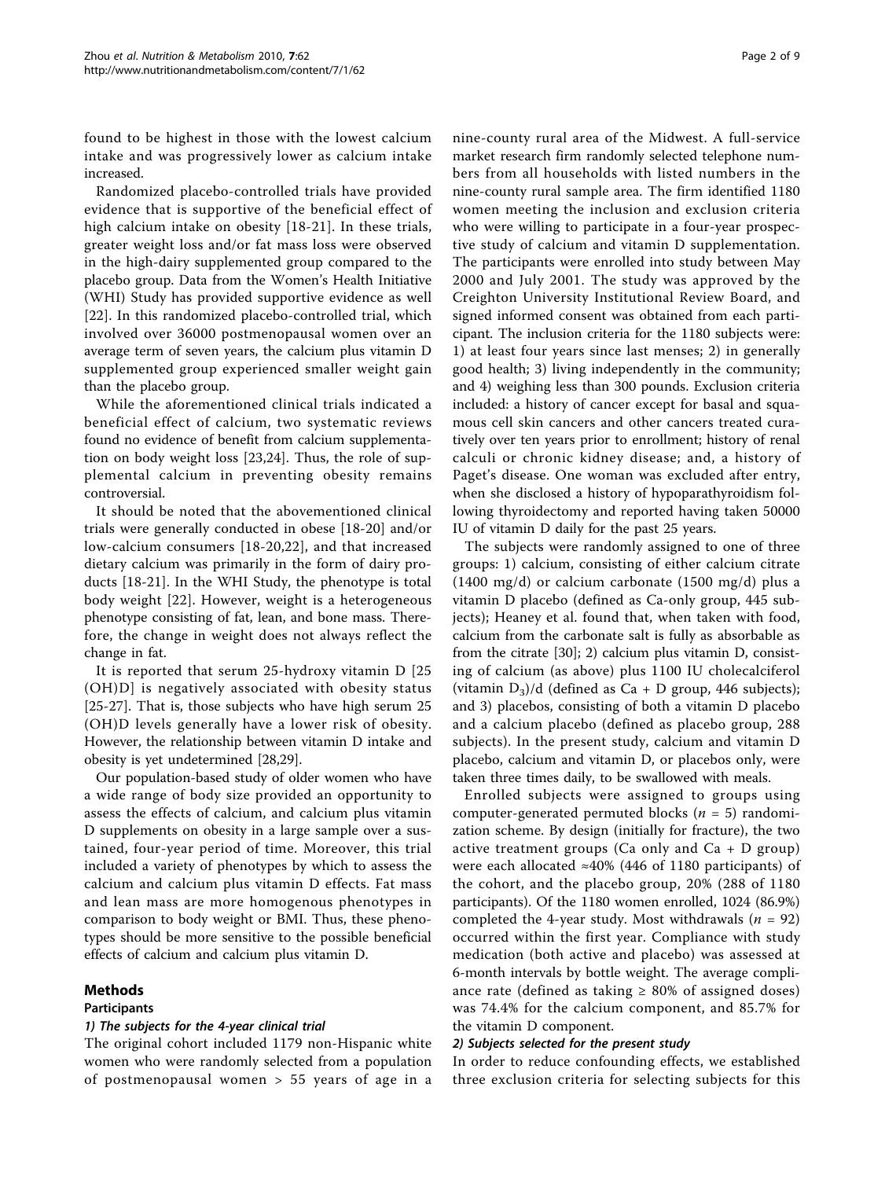found to be highest in those with the lowest calcium intake and was progressively lower as calcium intake increased.

Randomized placebo-controlled trials have provided evidence that is supportive of the beneficial effect of high calcium intake on obesity [18-21]. In these trials, greater weight loss and/or fat mass loss were observed in the high-dairy supplemented group compared to the placebo group. Data from the Women's Health Initiative (WHI) Study has provided supportive evidence as well [22]. In this randomized placebo-controlled trial, which involved over 36000 postmenopausal women over an average term of seven years, the calcium plus vitamin D supplemented group experienced smaller weight gain than the placebo group.

While the aforementioned clinical trials indicated a beneficial effect of calcium, two systematic reviews found no evidence of benefit from calcium supplementation on body weight loss [23,24]. Thus, the role of supplemental calcium in preventing obesity remains controversial.

It should be noted that the abovementioned clinical trials were generally conducted in obese [18-20] and/or low-calcium consumers [18-20,22], and that increased dietary calcium was primarily in the form of dairy products [18-21]. In the WHI Study, the phenotype is total body weight [22]. However, weight is a heterogeneous phenotype consisting of fat, lean, and bone mass. Therefore, the change in weight does not always reflect the change in fat.

It is reported that serum 25-hydroxy vitamin D [25 (OH)D] is negatively associated with obesity status [25-27]. That is, those subjects who have high serum 25 (OH)D levels generally have a lower risk of obesity. However, the relationship between vitamin D intake and obesity is yet undetermined [28,29].

Our population-based study of older women who have a wide range of body size provided an opportunity to assess the effects of calcium, and calcium plus vitamin D supplements on obesity in a large sample over a sustained, four-year period of time. Moreover, this trial included a variety of phenotypes by which to assess the calcium and calcium plus vitamin D effects. Fat mass and lean mass are more homogenous phenotypes in comparison to body weight or BMI. Thus, these phenotypes should be more sensitive to the possible beneficial effects of calcium and calcium plus vitamin D.

## Methods

### Participants

#### *1) The subjects for the 4-year clinical trial*

The original cohort included 1179 non-Hispanic white women who were randomly selected from a population of postmenopausal women > 55 years of age in a nine-county rural area of the Midwest. A full-service market research firm randomly selected telephone numbers from all households with listed numbers in the nine-county rural sample area. The firm identified 1180 women meeting the inclusion and exclusion criteria who were willing to participate in a four-year prospective study of calcium and vitamin D supplementation. The participants were enrolled into study between May 2000 and July 2001. The study was approved by the Creighton University Institutional Review Board, and signed informed consent was obtained from each participant. The inclusion criteria for the 1180 subjects were: 1) at least four years since last menses; 2) in generally good health; 3) living independently in the community; and 4) weighing less than 300 pounds. Exclusion criteria included: a history of cancer except for basal and squamous cell skin cancers and other cancers treated curatively over ten years prior to enrollment; history of renal calculi or chronic kidney disease; and, a history of Paget's disease. One woman was excluded after entry, when she disclosed a history of hypoparathyroidism following thyroidectomy and reported having taken 50000 IU of vitamin D daily for the past 25 years.

The subjects were randomly assigned to one of three groups: 1) calcium, consisting of either calcium citrate (1400 mg/d) or calcium carbonate (1500 mg/d) plus a vitamin D placebo (defined as Ca-only group, 445 subjects); Heaney et al. found that, when taken with food, calcium from the carbonate salt is fully as absorbable as from the citrate [30]; 2) calcium plus vitamin D, consisting of calcium (as above) plus 1100 IU cholecalciferol (vitamin $D_3$)/d (defined as Ca + D group, 446 subjects); and 3) placebos, consisting of both a vitamin D placebo and a calcium placebo (defined as placebo group, 288 subjects). In the present study, calcium and vitamin D placebo, calcium and vitamin D, or placebos only, were taken three times daily, to be swallowed with meals.

Enrolled subjects were assigned to groups using computer-generated permuted blocks ($n = 5$) randomization scheme. By design (initially for fracture), the two active treatment groups (Ca only and Ca + D group) were each allocated ≈40% (446 of 1180 participants) of the cohort, and the placebo group, 20% (288 of 1180 participants). Of the 1180 women enrolled, 1024 (86.9%) completed the 4-year study. Most withdrawals ($n = 92$) occurred within the first year. Compliance with study medication (both active and placebo) was assessed at 6-month intervals by bottle weight. The average compliance rate (defined as taking ≥ 80% of assigned doses) was 74.4% for the calcium component, and 85.7% for the vitamin D component.

#### *2) Subjects selected for the present study*

In order to reduce confounding effects, we established three exclusion criteria for selecting subjects for this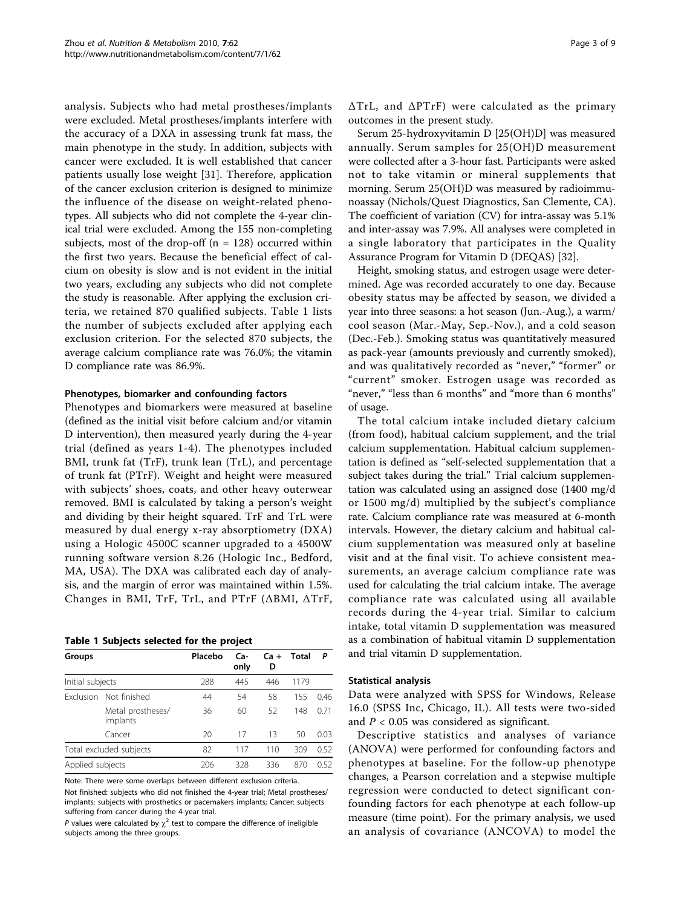analysis. Subjects who had metal prostheses/implants were excluded. Metal prostheses/implants interfere with the accuracy of a DXA in assessing trunk fat mass, the main phenotype in the study. In addition, subjects with cancer were excluded. It is well established that cancer patients usually lose weight [31]. Therefore, application of the cancer exclusion criterion is designed to minimize the influence of the disease on weight-related phenotypes. All subjects who did not complete the 4-year clinical trial were excluded. Among the 155 non-completing subjects, most of the drop-off (n = 128) occurred within the first two years. Because the beneficial effect of calcium on obesity is slow and is not evident in the initial two years, excluding any subjects who did not complete the study is reasonable. After applying the exclusion criteria, we retained 870 qualified subjects. Table 1 lists the number of subjects excluded after applying each exclusion criterion. For the selected 870 subjects, the average calcium compliance rate was 76.0%; the vitamin D compliance rate was 86.9%.

#### Phenotypes, biomarker and confounding factors

Phenotypes and biomarkers were measured at baseline (defined as the initial visit before calcium and/or vitamin D intervention), then measured yearly during the 4-year trial (defined as years 1-4). The phenotypes included BMI, trunk fat (TrF), trunk lean (TrL), and percentage of trunk fat (PTrF). Weight and height were measured with subjects' shoes, coats, and other heavy outerwear removed. BMI is calculated by taking a person's weight and dividing by their height squared. TrF and TrL were measured by dual energy x-ray absorptiometry (DXA) using a Hologic 4500C scanner upgraded to a 4500W running software version 8.26 (Hologic Inc., Bedford, MA, USA). The DXA was calibrated each day of analysis, and the margin of error was maintained within 1.5%. Changes in BMI, TrF, TrL, and PTrF ($\Delta$BMI, $\Delta$TrF, $\Delta$TrL, and $\Delta$PTrF) were calculated as the primary outcomes in the present study.

**Table 1 Subjects selected for the project**

| Groups | | Placebo | Ca-only | Ca + D | Total | *P* |
|---|---|---|---|---|---|---|
| Initial subjects | | 288 | 445 | 446 | 1179 | |
| Exclusion | Not finished | 44 | 54 | 58 | 155 | 0.46 |
| | Metal prostheses/implants | 36 | 60 | 52 | 148 | 0.71 |
| | Cancer | 20 | 17 | 13 | 50 | 0.03 |
| Total excluded subjects | | 82 | 117 | 110 | 309 | 0.52 |
| Applied subjects | | 206 | 328 | 336 | 870 | 0.52 |

Note: There were some overlaps between different exclusion criteria.

Not finished: subjects who did not finished the 4-year trial; Metal prostheses/implants: subjects with prosthetics or pacemakers implants; Cancer: subjects suffering from cancer during the 4-year trial.

*P* values were calculated by $\chi^2$ test to compare the difference of ineligible subjects among the three groups.

Serum 25-hydroxyvitamin D [25(OH)D] was measured annually. Serum samples for 25(OH)D measurement were collected after a 3-hour fast. Participants were asked not to take vitamin or mineral supplements that morning. Serum 25(OH)D was measured by radioimmunoassay (Nichols/Quest Diagnostics, San Clemente, CA). The coefficient of variation (CV) for intra-assay was 5.1% and inter-assay was 7.9%. All analyses were completed in a single laboratory that participates in the Quality Assurance Program for Vitamin D (DEQAS) [32].

Height, smoking status, and estrogen usage were determined. Age was recorded accurately to one day. Because obesity status may be affected by season, we divided a year into three seasons: a hot season (Jun.-Aug.), a warm/cool season (Mar.-May, Sep.-Nov.), and a cold season (Dec.-Feb.). Smoking status was quantitatively measured as pack-year (amounts previously and currently smoked), and was qualitatively recorded as "never," "former" or "current" smoker. Estrogen usage was recorded as "never," "less than 6 months" and "more than 6 months" of usage.

The total calcium intake included dietary calcium (from food), habitual calcium supplement, and the trial calcium supplementation. Habitual calcium supplementation is defined as "self-selected supplementation that a subject takes during the trial." Trial calcium supplementation was calculated using an assigned dose (1400 mg/d or 1500 mg/d) multiplied by the subject's compliance rate. Calcium compliance rate was measured at 6-month intervals. However, the dietary calcium and habitual calcium supplementation was measured only at baseline visit and at the final visit. To achieve consistent measurements, an average calcium compliance rate was used for calculating the trial calcium intake. The average compliance rate was calculated using all available records during the 4-year trial. Similar to calcium intake, total vitamin D supplementation was measured as a combination of habitual vitamin D supplementation and trial vitamin D supplementation.

#### Statistical analysis

Data were analyzed with SPSS for Windows, Release 16.0 (SPSS Inc, Chicago, IL). All tests were two-sided and $P < 0.05$ was considered as significant.

Descriptive statistics and analyses of variance (ANOVA) were performed for confounding factors and phenotypes at baseline. For the follow-up phenotype changes, a Pearson correlation and a stepwise multiple regression were conducted to detect significant confounding factors for each phenotype at each follow-up measure (time point). For the primary analysis, we used an analysis of covariance (ANCOVA) to model the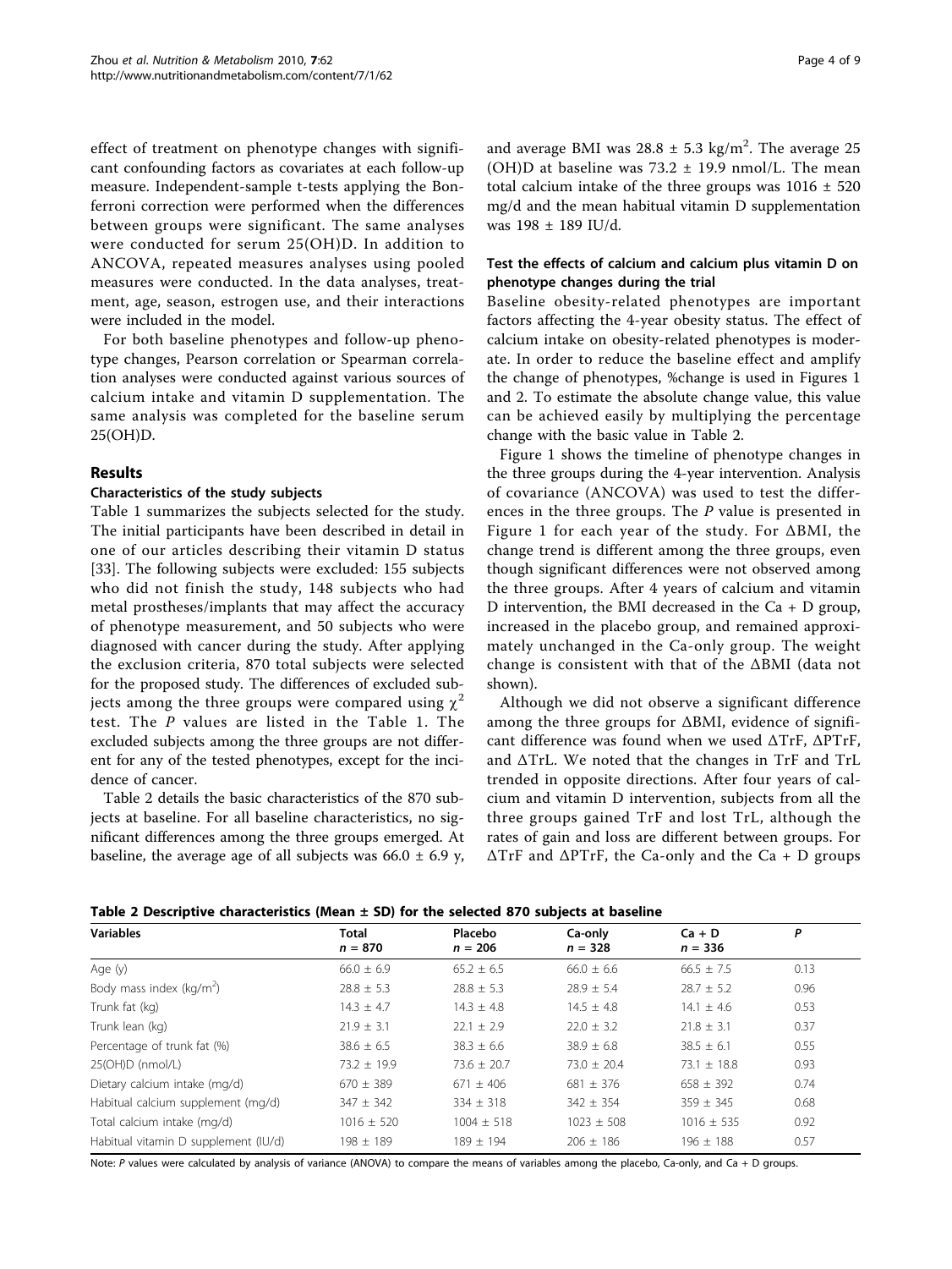effect of treatment on phenotype changes with significant confounding factors as covariates at each follow-up measure. Independent-sample t-tests applying the Bonferroni correction were performed when the differences between groups were significant. The same analyses were conducted for serum 25(OH)D. In addition to ANCOVA, repeated measures analyses using pooled measures were conducted. In the data analyses, treatment, age, season, estrogen use, and their interactions were included in the model.

For both baseline phenotypes and follow-up phenotype changes, Pearson correlation or Spearman correlation analyses were conducted against various sources of calcium intake and vitamin D supplementation. The same analysis was completed for the baseline serum 25(OH)D.

## Results

### Characteristics of the study subjects

Table 1 summarizes the subjects selected for the study. The initial participants have been described in detail in one of our articles describing their vitamin D status [33]. The following subjects were excluded: 155 subjects who did not finish the study, 148 subjects who had metal prostheses/implants that may affect the accuracy of phenotype measurement, and 50 subjects who were diagnosed with cancer during the study. After applying the exclusion criteria, 870 total subjects were selected for the proposed study. The differences of excluded subjects among the three groups were compared using $\chi^2$ test. The *P* values are listed in the Table 1. The excluded subjects among the three groups are not different for any of the tested phenotypes, except for the incidence of cancer.

Table 2 details the basic characteristics of the 870 subjects at baseline. For all baseline characteristics, no significant differences among the three groups emerged. At baseline, the average age of all subjects was 66.0 ± 6.9 y, and average BMI was 28.8 ± 5.3 kg/m$^2$. The average 25 (OH)D at baseline was 73.2 ± 19.9 nmol/L. The mean total calcium intake of the three groups was 1016 ± 520 mg/d and the mean habitual vitamin D supplementation was 198 ± 189 IU/d.

### Test the effects of calcium and calcium plus vitamin D on phenotype changes during the trial

Baseline obesity-related phenotypes are important factors affecting the 4-year obesity status. The effect of calcium intake on obesity-related phenotypes is moderate. In order to reduce the baseline effect and amplify the change of phenotypes, %change is used in Figures 1 and 2. To estimate the absolute change value, this value can be achieved easily by multiplying the percentage change with the basic value in Table 2.

Figure 1 shows the timeline of phenotype changes in the three groups during the 4-year intervention. Analysis of covariance (ANCOVA) was used to test the differences in the three groups. The *P* value is presented in Figure 1 for each year of the study. For ΔBMI, the change trend is different among the three groups, even though significant differences were not observed among the three groups. After 4 years of calcium and vitamin D intervention, the BMI decreased in the Ca + D group, increased in the placebo group, and remained approximately unchanged in the Ca-only group. The weight change is consistent with that of the ΔBMI (data not shown).

Although we did not observe a significant difference among the three groups for ΔBMI, evidence of significant difference was found when we used ΔTrF, ΔPTrF, and ΔTrL. We noted that the changes in TrF and TrL trended in opposite directions. After four years of calcium and vitamin D intervention, subjects from all the three groups gained TrF and lost TrL, although the rates of gain and loss are different between groups. For ΔTrF and ΔPTrF, the Ca-only and the Ca + D groups

**Table 2 Descriptive characteristics (Mean ± SD) for the selected 870 subjects at baseline**

| Variables | Total $n$ = 870 | Placebo $n$ = 206 | Ca-only $n$ = 328 | Ca + D $n$ = 336 | *P* |
|---|---|---|---|---|---|
| Age (y) | 66.0 ± 6.9 | 65.2 ± 6.5 | 66.0 ± 6.6 | 66.5 ± 7.5 | 0.13 |
| Body mass index (kg/m$^2$) | 28.8 ± 5.3 | 28.8 ± 5.3 | 28.9 ± 5.4 | 28.7 ± 5.2 | 0.96 |
| Trunk fat (kg) | 14.3 ± 4.7 | 14.3 ± 4.8 | 14.5 ± 4.8 | 14.1 ± 4.6 | 0.53 |
| Trunk lean (kg) | 21.9 ± 3.1 | 22.1 ± 2.9 | 22.0 ± 3.2 | 21.8 ± 3.1 | 0.37 |
| Percentage of trunk fat (%) | 38.6 ± 6.5 | 38.3 ± 6.6 | 38.9 ± 6.8 | 38.5 ± 6.1 | 0.55 |
| 25(OH)D (nmol/L) | 73.2 ± 19.9 | 73.6 ± 20.7 | 73.0 ± 20.4 | 73.1 ± 18.8 | 0.93 |
| Dietary calcium intake (mg/d) | 670 ± 389 | 671 ± 406 | 681 ± 376 | 658 ± 392 | 0.74 |
| Habitual calcium supplement (mg/d) | 347 ± 342 | 334 ± 318 | 342 ± 354 | 359 ± 345 | 0.68 |
| Total calcium intake (mg/d) | 1016 ± 520 | 1004 ± 518 | 1023 ± 508 | 1016 ± 535 | 0.92 |
| Habitual vitamin D supplement (IU/d) | 198 ± 189 | 189 ± 194 | 206 ± 186 | 196 ± 188 | 0.57 |

Note: *P* values were calculated by analysis of variance (ANOVA) to compare the means of variables among the placebo, Ca-only, and Ca + D groups.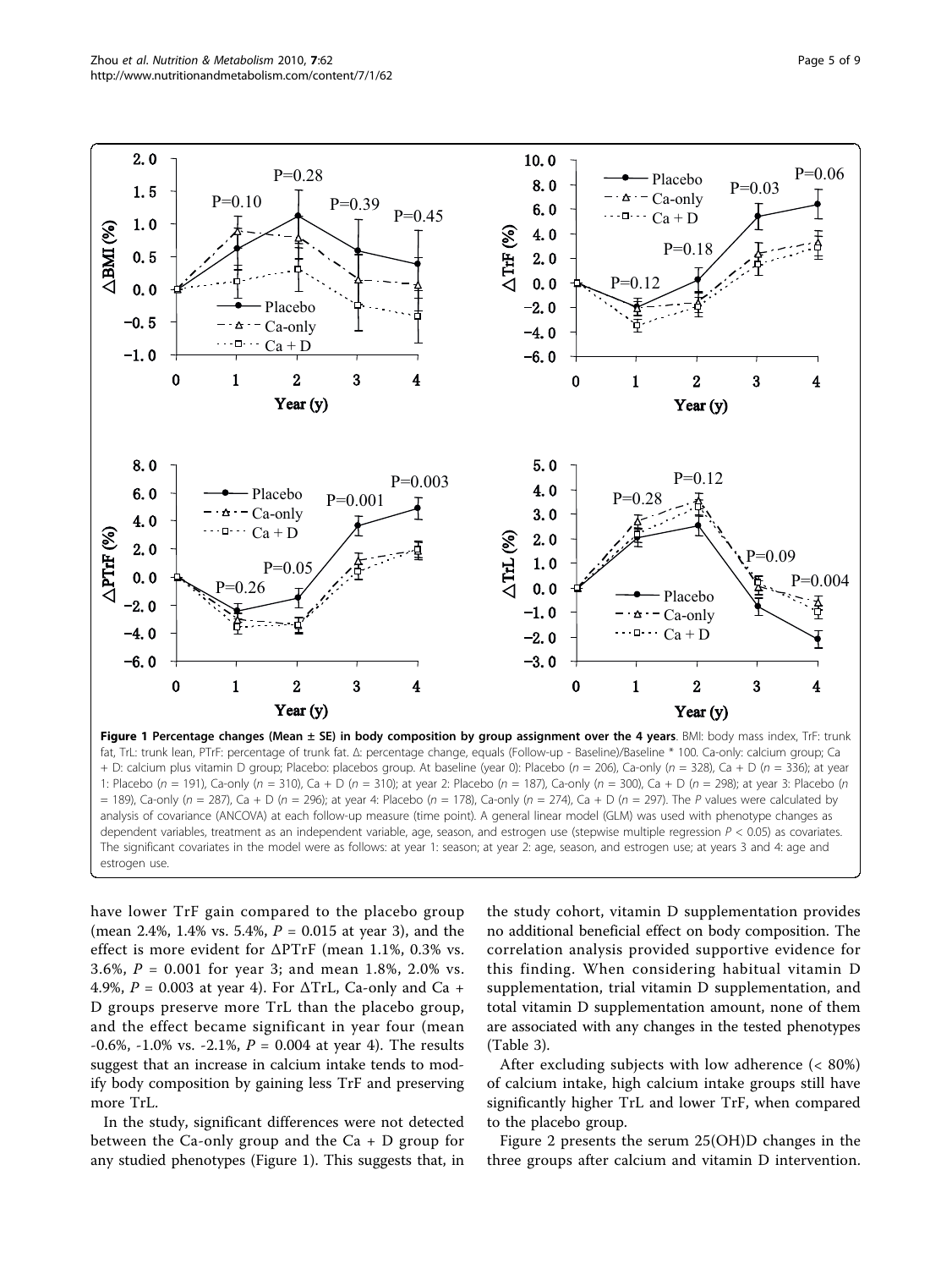**Figure 1 Percentage changes (Mean ± SE) in body composition by group assignment over the 4 years**. BMI: body mass index, TrF: trunk fat, TrL: trunk lean, PTrF: percentage of trunk fat. Δ: percentage change, equals (Follow-up - Baseline)/Baseline * 100. Ca-only: calcium group; Ca + D: calcium plus vitamin D group; Placebo: placebos group. At baseline (year 0): Placebo ($n$ = 206), Ca-only ($n$ = 328), Ca + D ($n$ = 336); at year 1: Placebo ($n$ = 191), Ca-only ($n$ = 310), Ca + D ($n$ = 310); at year 2: Placebo ($n$ = 187), Ca-only ($n$ = 300), Ca + D ($n$ = 298); at year 3: Placebo ($n$ = 189), Ca-only ($n$ = 287), Ca + D ($n$ = 296); at year 4: Placebo ($n$ = 178), Ca-only ($n$ = 274), Ca + D ($n$ = 297). The $P$ values were calculated by analysis of covariance (ANCOVA) at each follow-up measure (time point). A general linear model (GLM) was used with phenotype changes as dependent variables, treatment as an independent variable, age, season, and estrogen use (stepwise multiple regression $P < 0.05$) as covariates. The significant covariates in the model were as follows: at year 1: season; at year 2: age, season, and estrogen use; at years 3 and 4: age and estrogen use.

have lower TrF gain compared to the placebo group (mean 2.4%, 1.4% vs. 5.4%, $P$ = 0.015 at year 3), and the effect is more evident for ΔPTrF (mean 1.1%, 0.3% vs. 3.6%, $P$ = 0.001 for year 3; and mean 1.8%, 2.0% vs. 4.9%, $P$ = 0.003 at year 4). For ΔTrL, Ca-only and Ca + D groups preserve more TrL than the placebo group, and the effect became significant in year four (mean -0.6%, -1.0% vs. -2.1%, $P$ = 0.004 at year 4). The results suggest that an increase in calcium intake tends to modify body composition by gaining less TrF and preserving more TrL.

In the study, significant differences were not detected between the Ca-only group and the Ca + D group for any studied phenotypes (Figure 1). This suggests that, in the study cohort, vitamin D supplementation provides no additional beneficial effect on body composition. The correlation analysis provided supportive evidence for this finding. When considering habitual vitamin D supplementation, trial vitamin D supplementation, and total vitamin D supplementation amount, none of them are associated with any changes in the tested phenotypes (Table 3).

After excluding subjects with low adherence (< 80%) of calcium intake, high calcium intake groups still have significantly higher TrL and lower TrF, when compared to the placebo group.

Figure 2 presents the serum 25(OH)D changes in the three groups after calcium and vitamin D intervention.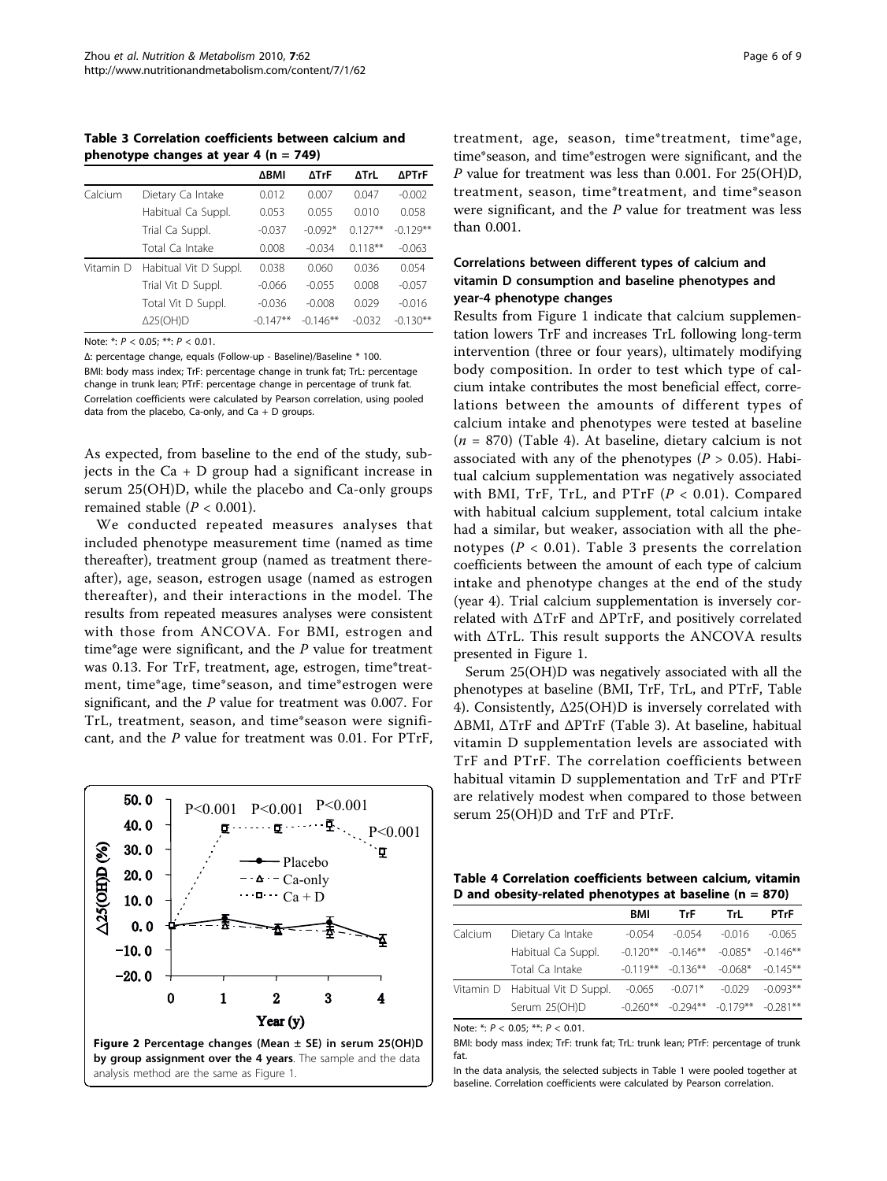**Table 3 Correlation coefficients between calcium and phenotype changes at year 4 (n = 749)**

| | | ΔBMI | ΔTrF | ΔTrL | ΔPTrF |
|---|---|---|---|---|---|
| Calcium | Dietary Ca Intake | 0.012 | 0.007 | 0.047 | -0.002 |
| | Habitual Ca Suppl. | 0.053 | 0.055 | 0.010 | 0.058 |
| | Trial Ca Suppl. | -0.037 | -0.092* | 0.127** | -0.129** |
| | Total Ca Intake | 0.008 | -0.034 | 0.118** | -0.063 |
| Vitamin D | Habitual Vit D Suppl. | 0.038 | 0.060 | 0.036 | 0.054 |
| | Trial Vit D Suppl. | -0.066 | -0.055 | 0.008 | -0.057 |
| | Total Vit D Suppl. | -0.036 | -0.008 | 0.029 | -0.016 |
| | Δ25(OH)D | -0.147** | -0.146** | -0.032 | -0.130** |

Note: *: $P < 0.05$; **: $P < 0.01$.

Δ: percentage change, equals (Follow-up - Baseline)/Baseline * 100.

BMI: body mass index; TrF: percentage change in trunk fat; TrL: percentage change in trunk lean; PTrF: percentage change in percentage of trunk fat.

Correlation coefficients were calculated by Pearson correlation, using pooled data from the placebo, Ca-only, and Ca + D groups.

As expected, from baseline to the end of the study, subjects in the Ca + D group had a significant increase in serum 25(OH)D, while the placebo and Ca-only groups remained stable ($P < 0.001$).

We conducted repeated measures analyses that included phenotype measurement time (named as time thereafter), treatment group (named as treatment thereafter), age, season, estrogen usage (named as estrogen thereafter), and their interactions in the model. The results from repeated measures analyses were consistent with those from ANCOVA. For BMI, estrogen and time*age were significant, and the $P$ value for treatment was 0.13. For TrF, treatment, age, estrogen, time*treatment, time*age, time*season, and time*estrogen were significant, and the $P$ value for treatment was 0.007. For TrL, treatment, season, and time*season were significant, and the $P$ value for treatment was 0.01. For PTrF, treatment, age, season, time*treatment, time*age, time*season, and time*estrogen were significant, and the $P$ value for treatment was less than 0.001. For 25(OH)D, treatment, season, time*treatment, and time*season were significant, and the $P$ value for treatment was less than 0.001.

**Figure 2 Percentage changes (Mean ± SE) in serum 25(OH)D by group assignment over the 4 years**. The sample and the data analysis method are the same as Figure 1.

### Correlations between different types of calcium and vitamin D consumption and baseline phenotypes and year-4 phenotype changes

Results from Figure 1 indicate that calcium supplementation lowers TrF and increases TrL following long-term intervention (three or four years), ultimately modifying body composition. In order to test which type of calcium intake contributes the most beneficial effect, correlations between the amounts of different types of calcium intake and phenotypes were tested at baseline ($n$ = 870) (Table 4). At baseline, dietary calcium is not associated with any of the phenotypes ($P > 0.05$). Habitual calcium supplementation was negatively associated with BMI, TrF, TrL, and PTrF ($P < 0.01$). Compared with habitual calcium supplement, total calcium intake had a similar, but weaker, association with all the phenotypes ($P < 0.01$). Table 3 presents the correlation coefficients between the amount of each type of calcium intake and phenotype changes at the end of the study (year 4). Trial calcium supplementation is inversely correlated with ΔTrF and ΔPTrF, and positively correlated with ΔTrL. This result supports the ANCOVA results presented in Figure 1.

Serum 25(OH)D was negatively associated with all the phenotypes at baseline (BMI, TrF, TrL, and PTrF, Table 4). Consistently, Δ25(OH)D is inversely correlated with ΔBMI, ΔTrF and ΔPTrF (Table 3). At baseline, habitual vitamin D supplementation levels are associated with TrF and PTrF. The correlation coefficients between habitual vitamin D supplementation and TrF and PTrF are relatively modest when compared to those between serum 25(OH)D and TrF and PTrF.

**Table 4 Correlation coefficients between calcium, vitamin D and obesity-related phenotypes at baseline (n = 870)**

| | | BMI | TrF | TrL | PTrF |
|---|---|---|---|---|---|
| Calcium | Dietary Ca Intake | -0.054 | -0.054 | -0.016 | -0.065 |
| | Habitual Ca Suppl. | -0.120** | -0.146** | -0.085* | -0.146** |
| | Total Ca Intake | -0.119** | -0.136** | -0.068* | -0.145** |
| Vitamin D | Habitual Vit D Suppl. | -0.065 | -0.071* | -0.029 | -0.093** |
| | Serum 25(OH)D | -0.260** | -0.294** | -0.179** | -0.281** |

Note: *: $P < 0.05$; **: $P < 0.01$.

BMI: body mass index; TrF: trunk fat; TrL: trunk lean; PTrF: percentage of trunk fat.

In the data analysis, the selected subjects in Table 1 were pooled together at baseline. Correlation coefficients were calculated by Pearson correlation.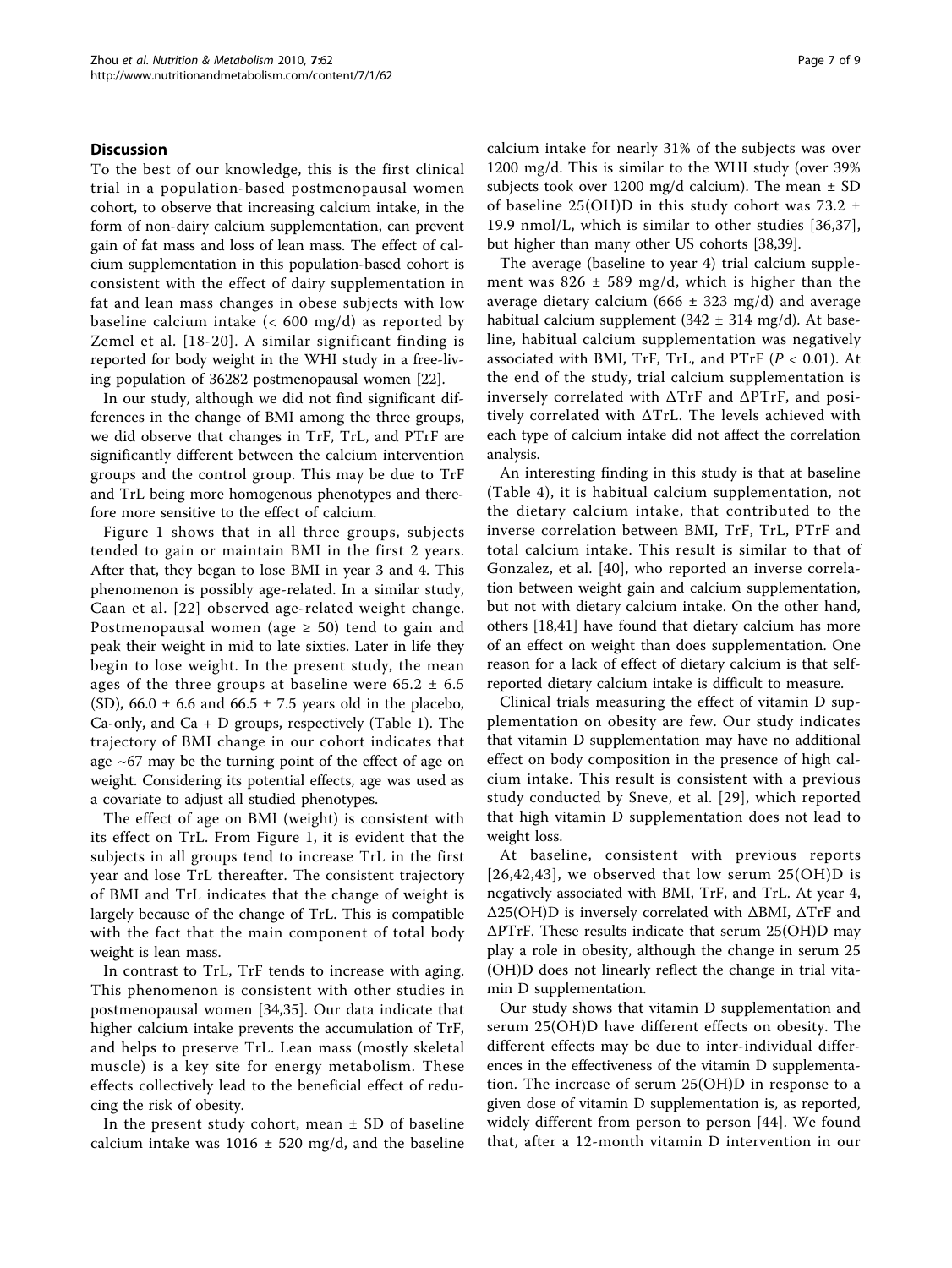## Discussion

To the best of our knowledge, this is the first clinical trial in a population-based postmenopausal women cohort, to observe that increasing calcium intake, in the form of non-dairy calcium supplementation, can prevent gain of fat mass and loss of lean mass. The effect of calcium supplementation in this population-based cohort is consistent with the effect of dairy supplementation in fat and lean mass changes in obese subjects with low baseline calcium intake (< 600 mg/d) as reported by Zemel et al. [18-20]. A similar significant finding is reported for body weight in the WHI study in a free-living population of 36282 postmenopausal women [22].

In our study, although we did not find significant differences in the change of BMI among the three groups, we did observe that changes in TrF, TrL, and PTrF are significantly different between the calcium intervention groups and the control group. This may be due to TrF and TrL being more homogenous phenotypes and therefore more sensitive to the effect of calcium.

Figure 1 shows that in all three groups, subjects tended to gain or maintain BMI in the first 2 years. After that, they began to lose BMI in year 3 and 4. This phenomenon is possibly age-related. In a similar study, Caan et al. [22] observed age-related weight change. Postmenopausal women (age ≥ 50) tend to gain and peak their weight in mid to late sixties. Later in life they begin to lose weight. In the present study, the mean ages of the three groups at baseline were 65.2 ± 6.5 (SD), 66.0 ± 6.6 and 66.5 ± 7.5 years old in the placebo, Ca-only, and Ca + D groups, respectively (Table 1). The trajectory of BMI change in our cohort indicates that age ~67 may be the turning point of the effect of age on weight. Considering its potential effects, age was used as a covariate to adjust all studied phenotypes.

The effect of age on BMI (weight) is consistent with its effect on TrL. From Figure 1, it is evident that the subjects in all groups tend to increase TrL in the first year and lose TrL thereafter. The consistent trajectory of BMI and TrL indicates that the change of weight is largely because of the change of TrL. This is compatible with the fact that the main component of total body weight is lean mass.

In contrast to TrL, TrF tends to increase with aging. This phenomenon is consistent with other studies in postmenopausal women [34,35]. Our data indicate that higher calcium intake prevents the accumulation of TrF, and helps to preserve TrL. Lean mass (mostly skeletal muscle) is a key site for energy metabolism. These effects collectively lead to the beneficial effect of reducing the risk of obesity.

In the present study cohort, mean ± SD of baseline calcium intake was 1016 ± 520 mg/d, and the baseline calcium intake for nearly 31% of the subjects was over 1200 mg/d. This is similar to the WHI study (over 39% subjects took over 1200 mg/d calcium). The mean ± SD of baseline 25(OH)D in this study cohort was 73.2 ± 19.9 nmol/L, which is similar to other studies [36,37], but higher than many other US cohorts [38,39].

The average (baseline to year 4) trial calcium supplement was 826 ± 589 mg/d, which is higher than the average dietary calcium (666 ± 323 mg/d) and average habitual calcium supplement (342 ± 314 mg/d). At baseline, habitual calcium supplementation was negatively associated with BMI, TrF, TrL, and PTrF ($P < 0.01$). At the end of the study, trial calcium supplementation is inversely correlated with ΔTrF and ΔPTrF, and positively correlated with ΔTrL. The levels achieved with each type of calcium intake did not affect the correlation analysis.

An interesting finding in this study is that at baseline (Table 4), it is habitual calcium supplementation, not the dietary calcium intake, that contributed to the inverse correlation between BMI, TrF, TrL, PTrF and total calcium intake. This result is similar to that of Gonzalez, et al. [40], who reported an inverse correlation between weight gain and calcium supplementation, but not with dietary calcium intake. On the other hand, others [18,41] have found that dietary calcium has more of an effect on weight than does supplementation. One reason for a lack of effect of dietary calcium is that self-reported dietary calcium intake is difficult to measure.

Clinical trials measuring the effect of vitamin D supplementation on obesity are few. Our study indicates that vitamin D supplementation may have no additional effect on body composition in the presence of high calcium intake. This result is consistent with a previous study conducted by Sneve, et al. [29], which reported that high vitamin D supplementation does not lead to weight loss.

At baseline, consistent with previous reports [26,42,43], we observed that low serum 25(OH)D is negatively associated with BMI, TrF, and TrL. At year 4, Δ25(OH)D is inversely correlated with ΔBMI, ΔTrF and ΔPTrF. These results indicate that serum 25(OH)D may play a role in obesity, although the change in serum 25 (OH)D does not linearly reflect the change in trial vitamin D supplementation.

Our study shows that vitamin D supplementation and serum 25(OH)D have different effects on obesity. The different effects may be due to inter-individual differences in the effectiveness of the vitamin D supplementation. The increase of serum 25(OH)D in response to a given dose of vitamin D supplementation is, as reported, widely different from person to person [44]. We found that, after a 12-month vitamin D intervention in our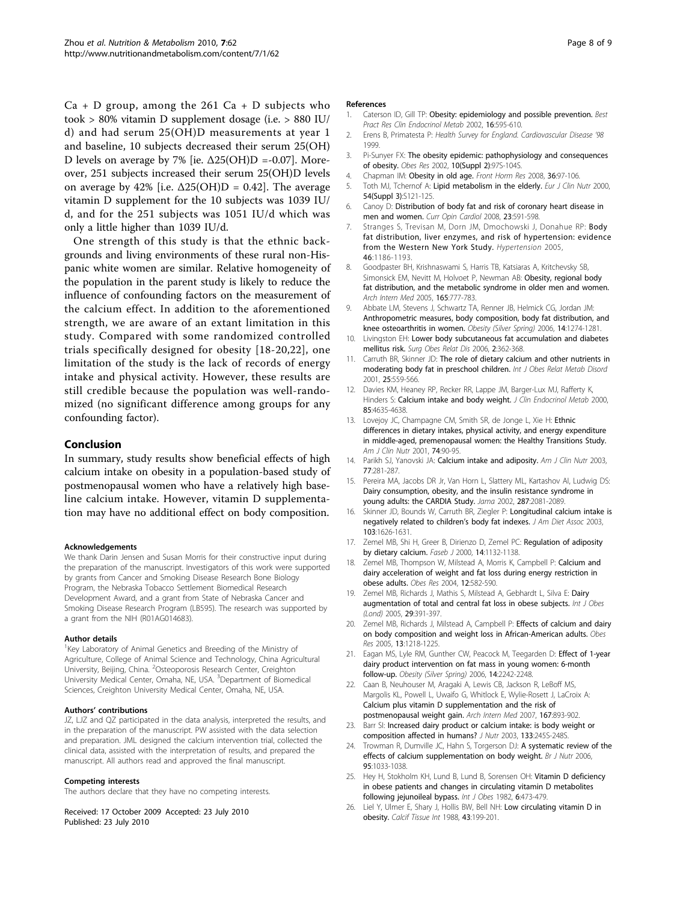Ca + D group, among the 261 Ca + D subjects who took > 80% vitamin D supplement dosage (i.e. > 880 IU/d) and had serum 25(OH)D measurements at year 1 and baseline, 10 subjects decreased their serum 25(OH)D levels on average by 7% [ie. $\Delta$25(OH)D =-0.07]. Moreover, 251 subjects increased their serum 25(OH)D levels on average by 42% [i.e. $\Delta$25(OH)D = 0.42]. The average vitamin D supplement for the 10 subjects was 1039 IU/d, and for the 251 subjects was 1051 IU/d which was only a little higher than 1039 IU/d.

One strength of this study is that the ethnic backgrounds and living environments of these rural non-Hispanic white women are similar. Relative homogeneity of the population in the parent study is likely to reduce the influence of confounding factors on the measurement of the calcium effect. In addition to the aforementioned strength, we are aware of an extant limitation in this study. Compared with some randomized controlled trials specifically designed for obesity [18-20,22], one limitation of the study is the lack of records of energy intake and physical activity. However, these results are still credible because the population was well-randomized (no significant difference among groups for any confounding factor).

## Conclusion

In summary, study results show beneficial effects of high calcium intake on obesity in a population-based study of postmenopausal women who have a relatively high baseline calcium intake. However, vitamin D supplementation may have no additional effect on body composition.

#### Acknowledgements

We thank Darin Jensen and Susan Morris for their constructive input during the preparation of the manuscript. Investigators of this work were supported by grants from Cancer and Smoking Disease Research Bone Biology Program, the Nebraska Tobacco Settlement Biomedical Research Development Award, and a grant from State of Nebraska Cancer and Smoking Disease Research Program (LB595). The research was supported by a grant from the NIH (R01AG014683).

#### Author details

[1]Key Laboratory of Animal Genetics and Breeding of the Ministry of Agriculture, College of Animal Science and Technology, China Agricultural University, Beijing, China. [2]Osteoporosis Research Center, Creighton University Medical Center, Omaha, NE, USA. [3]Department of Biomedical Sciences, Creighton University Medical Center, Omaha, NE, USA.

#### Authors' contributions

JZ, LJZ and QZ participated in the data analysis, interpreted the results, and in the preparation of the manuscript. PW assisted with the data selection and preparation. JML designed the calcium intervention trial, collected the clinical data, assisted with the interpretation of results, and prepared the manuscript. All authors read and approved the final manuscript.

#### Competing interests

The authors declare that they have no competing interests.

Received: 17 October 2009 Accepted: 23 July 2010
Published: 23 July 2010

#### References

1. Caterson ID, Gill TP: **Obesity: epidemiology and possible prevention.** *Best Pract Res Clin Endocrinol Metab* 2002, **16**:595-610.
2. Erens B, Primatesta P: *Health Survey for England. Cardiovascular Disease '98* 1999.
3. Pi-Sunyer FX: **The obesity epidemic: pathophysiology and consequences of obesity.** *Obes Res* 2002, **10(Suppl 2)**:97S-104S.
4. Chapman IM: **Obesity in old age.** *Front Horm Res* 2008, **36**:97-106.
5. Toth MJ, Tchernof A: **Lipid metabolism in the elderly.** *Eur J Clin Nutr* 2000, **54(Suppl 3)**:S121-125.
6. Canoy D: **Distribution of body fat and risk of coronary heart disease in men and women.** *Curr Opin Cardiol* 2008, **23**:591-598.
7. Stranges S, Trevisan M, Dorn JM, Dmochowski J, Donahue RP: **Body fat distribution, liver enzymes, and risk of hypertension: evidence from the Western New York Study.** *Hypertension* 2005, **46**:1186-1193.
8. Goodpaster BH, Krishnaswami S, Harris TB, Katsiaras A, Kritchevsky SB, Simonsick EM, Nevitt M, Holvoet P, Newman AB: **Obesity, regional body fat distribution, and the metabolic syndrome in older men and women.** *Arch Intern Med* 2005, **165**:777-783.
9. Abbate LM, Stevens J, Schwartz TA, Renner JB, Helmick CG, Jordan JM: **Anthropometric measures, body composition, body fat distribution, and knee osteoarthritis in women.** *Obesity (Silver Spring)* 2006, **14**:1274-1281.
10. Livingston EH: **Lower body subcutaneous fat accumulation and diabetes mellitus risk.** *Surg Obes Relat Dis* 2006, **2**:362-368.
11. Carruth BR, Skinner JD: **The role of dietary calcium and other nutrients in moderating body fat in preschool children.** *Int J Obes Relat Metab Disord* 2001, **25**:559-566.
12. Davies KM, Heaney RP, Recker RR, Lappe JM, Barger-Lux MJ, Rafferty K, Hinders S: **Calcium intake and body weight.** *J Clin Endocrinol Metab* 2000, **85**:4635-4638.
13. Lovejoy JC, Champagne CM, Smith SR, de Jonge L, Xie H: **Ethnic differences in dietary intakes, physical activity, and energy expenditure in middle-aged, premenopausal women: the Healthy Transitions Study.** *Am J Clin Nutr* 2001, **74**:90-95.
14. Parikh SJ, Yanovski JA: **Calcium intake and adiposity.** *Am J Clin Nutr* 2003, **77**:281-287.
15. Pereira MA, Jacobs DR Jr, Van Horn L, Slattery ML, Kartashov AI, Ludwig DS: **Dairy consumption, obesity, and the insulin resistance syndrome in young adults: the CARDIA Study.** *Jama* 2002, **287**:2081-2089.
16. Skinner JD, Bounds W, Carruth BR, Ziegler P: **Longitudinal calcium intake is negatively related to children's body fat indexes.** *J Am Diet Assoc* 2003, **103**:1626-1631.
17. Zemel MB, Shi H, Greer B, Dirienzo D, Zemel PC: **Regulation of adiposity by dietary calcium.** *Faseb J* 2000, **14**:1132-1138.
18. Zemel MB, Thompson W, Milstead A, Morris K, Campbell P: **Calcium and dairy acceleration of weight and fat loss during energy restriction in obese adults.** *Obes Res* 2004, **12**:582-590.
19. Zemel MB, Richards J, Mathis S, Milstead A, Gebhardt L, Silva E: **Dairy augmentation of total and central fat loss in obese subjects.** *Int J Obes (Lond)* 2005, **29**:391-397.
20. Zemel MB, Richards J, Milstead A, Campbell P: **Effects of calcium and dairy on body composition and weight loss in African-American adults.** *Obes Res* 2005, **13**:1218-1225.
21. Eagan MS, Lyle RM, Gunther CW, Peacock M, Teegarden D: **Effect of 1-year dairy product intervention on fat mass in young women: 6-month follow-up.** *Obesity (Silver Spring)* 2006, **14**:2242-2248.
22. Caan B, Neuhouser M, Aragaki A, Lewis CB, Jackson R, LeBoff MS, Margolis KL, Powell L, Uwaifo G, Whitlock E, Wylie-Rosett J, LaCroix A: **Calcium plus vitamin D supplementation and the risk of postmenopausal weight gain.** *Arch Intern Med* 2007, **167**:893-902.
23. Barr SI: **Increased dairy product or calcium intake: is body weight or composition affected in humans?** *J Nutr* 2003, **133**:245S-248S.
24. Trowman R, Dumville JC, Hahn S, Torgerson DJ: **A systematic review of the effects of calcium supplementation on body weight.** *Br J Nutr* 2006, **95**:1033-1038.
25. Hey H, Stokholm KH, Lund B, Lund B, Sorensen OH: **Vitamin D deficiency in obese patients and changes in circulating vitamin D metabolites following jejunoileal bypass.** *Int J Obes* 1982, **6**:473-479.
26. Liel Y, Ulmer E, Shary J, Hollis BW, Bell NH: **Low circulating vitamin D in obesity.** *Calcif Tissue Int* 1988, **43**:199-201.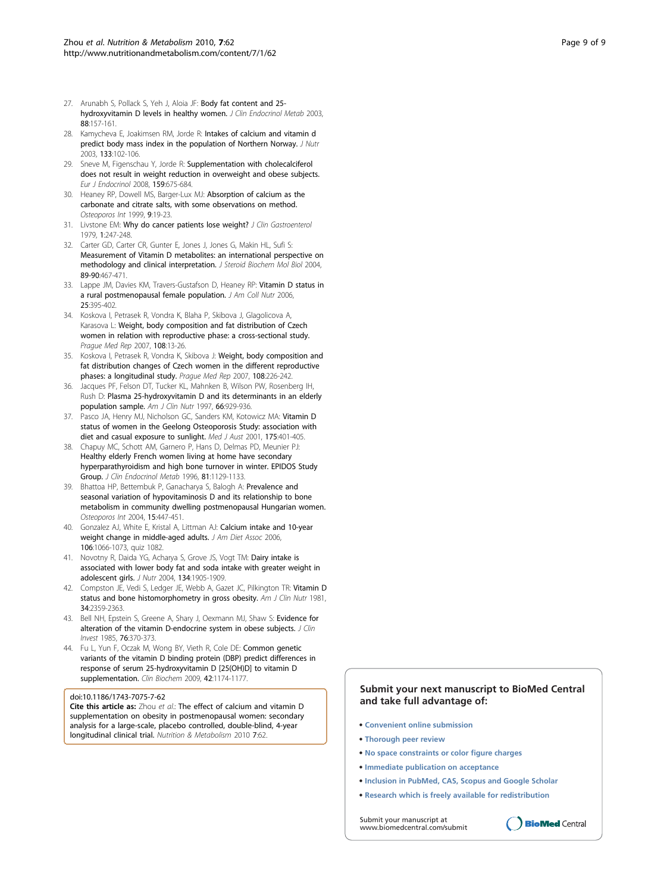27. Arunabh S, Pollack S, Yeh J, Aloia JF: **Body fat content and 25-hydroxyvitamin D levels in healthy women.** *J Clin Endocrinol Metab* 2003, **88**:157-161.
28. Kamycheva E, Joakimsen RM, Jorde R: **Intakes of calcium and vitamin d predict body mass index in the population of Northern Norway.** *J Nutr* 2003, **133**:102-106.
29. Sneve M, Figenschau Y, Jorde R: **Supplementation with cholecalciferol does not result in weight reduction in overweight and obese subjects.** *Eur J Endocrinol* 2008, **159**:675-684.
30. Heaney RP, Dowell MS, Barger-Lux MJ: **Absorption of calcium as the carbonate and citrate salts, with some observations on method.** *Osteoporos Int* 1999, **9**:19-23.
31. Livstone EM: **Why do cancer patients lose weight?** *J Clin Gastroenterol* 1979, **1**:247-248.
32. Carter GD, Carter CR, Gunter E, Jones J, Jones G, Makin HL, Sufi S: **Measurement of Vitamin D metabolites: an international perspective on methodology and clinical interpretation.** *J Steroid Biochem Mol Biol* 2004, **89-90**:467-471.
33. Lappe JM, Davies KM, Travers-Gustafson D, Heaney RP: **Vitamin D status in a rural postmenopausal female population.** *J Am Coll Nutr* 2006, **25**:395-402.
34. Koskova I, Petrasek R, Vondra K, Blaha P, Skibova J, Glagolicova A, Karasova L: **Weight, body composition and fat distribution of Czech women in relation with reproductive phase: a cross-sectional study.** *Prague Med Rep* 2007, **108**:13-26.
35. Koskova I, Petrasek R, Vondra K, Skibova J: **Weight, body composition and fat distribution changes of Czech women in the different reproductive phases: a longitudinal study.** *Prague Med Rep* 2007, **108**:226-242.
36. Jacques PF, Felson DT, Tucker KL, Mahnken B, Wilson PW, Rosenberg IH, Rush D: **Plasma 25-hydroxyvitamin D and its determinants in an elderly population sample.** *Am J Clin Nutr* 1997, **66**:929-936.
37. Pasco JA, Henry MJ, Nicholson GC, Sanders KM, Kotowicz MA: **Vitamin D status of women in the Geelong Osteoporosis Study: association with diet and casual exposure to sunlight.** *Med J Aust* 2001, **175**:401-405.
38. Chapuy MC, Schott AM, Garnero P, Hans D, Delmas PD, Meunier PJ: **Healthy elderly French women living at home have secondary hyperparathyroidism and high bone turnover in winter. EPIDOS Study Group.** *J Clin Endocrinol Metab* 1996, **81**:1129-1133.
39. Bhattoa HP, Bettembuk P, Ganacharya S, Balogh A: **Prevalence and seasonal variation of hypovitaminosis D and its relationship to bone metabolism in community dwelling postmenopausal Hungarian women.** *Osteoporos Int* 2004, **15**:447-451.
40. Gonzalez AJ, White E, Kristal A, Littman AJ: **Calcium intake and 10-year weight change in middle-aged adults.** *J Am Diet Assoc* 2006, **106**:1066-1073, quiz 1082.
41. Novotny R, Daida YG, Acharya S, Grove JS, Vogt TM: **Dairy intake is associated with lower body fat and soda intake with greater weight in adolescent girls.** *J Nutr* 2004, **134**:1905-1909.
42. Compston JE, Vedi S, Ledger JE, Webb A, Gazet JC, Pilkington TR: **Vitamin D status and bone histomorphometry in gross obesity.** *Am J Clin Nutr* 1981, **34**:2359-2363.
43. Bell NH, Epstein S, Greene A, Shary J, Oexmann MJ, Shaw S: **Evidence for alteration of the vitamin D-endocrine system in obese subjects.** *J Clin Invest* 1985, **76**:370-373.
44. Fu L, Yun F, Oczak M, Wong BY, Vieth R, Cole DE: **Common genetic variants of the vitamin D binding protein (DBP) predict differences in response of serum 25-hydroxyvitamin D [25(OH)D] to vitamin D supplementation.** *Clin Biochem* 2009, **42**:1174-1177.

doi:10.1186/1743-7075-7-62

**Cite this article as:** Zhou *et al.*: The effect of calcium and vitamin D supplementation on obesity in postmenopausal women: secondary analysis for a large-scale, placebo controlled, double-blind, 4-year longitudinal clinical trial. *Nutrition & Metabolism* 2010 **7**:62.

**Submit your next manuscript to BioMed Central and take full advantage of:**

- **Convenient online submission**
- **Thorough peer review**
- **No space constraints or color figure charges**
- **Immediate publication on acceptance**
- **Inclusion in PubMed, CAS, Scopus and Google Scholar**
- **Research which is freely available for redistribution**

Submit your manuscript at
www.biomedcentral.com/submit

BioMed Central